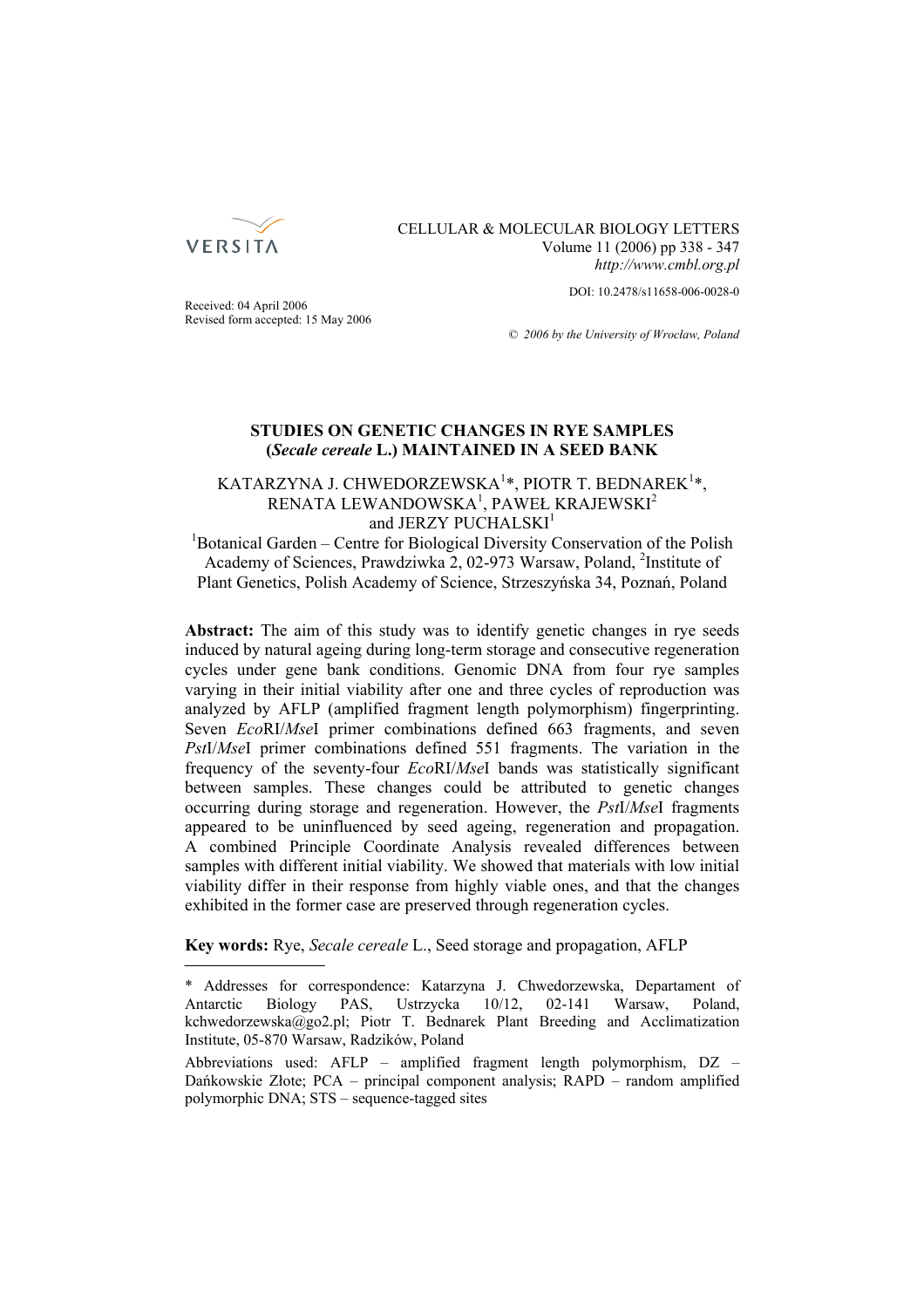Received: 04 April 2006
Revised form accepted: 15 May 2006

# STUDIES ON GENETIC CHANGES IN RYE SAMPLES (*Secale cereale* L.) MAINTAINED IN A SEED BANK

KATARZYNA J. CHWEDORZEWSKA[1]*, PIOTR T. BEDNAREK[1]*, RENATA LEWANDOWSKA[1], PAWEŁ KRAJEWSKI[2] and JERZY PUCHALSKI[1]

[1]Botanical Garden – Centre for Biological Diversity Conservation of the Polish Academy of Sciences, Prawdziwka 2, 02-973 Warsaw, Poland, [2]Institute of Plant Genetics, Polish Academy of Science, Strzeszyńska 34, Poznań, Poland

**Abstract:** The aim of this study was to identify genetic changes in rye seeds induced by natural ageing during long-term storage and consecutive regeneration cycles under gene bank conditions. Genomic DNA from four rye samples varying in their initial viability after one and three cycles of reproduction was analyzed by AFLP (amplified fragment length polymorphism) fingerprinting. Seven *Eco*RI/*Mse*I primer combinations defined 663 fragments, and seven *Pst*I/*Mse*I primer combinations defined 551 fragments. The variation in the frequency of the seventy-four *Eco*RI/*Mse*I bands was statistically significant between samples. These changes could be attributed to genetic changes occurring during storage and regeneration. However, the *Pst*I/*Mse*I fragments appeared to be uninfluenced by seed ageing, regeneration and propagation. A combined Principle Coordinate Analysis revealed differences between samples with different initial viability. We showed that materials with low initial viability differ in their response from highly viable ones, and that the changes exhibited in the former case are preserved through regeneration cycles.

**Key words:** Rye, *Secale cereale* L., Seed storage and propagation, AFLP

---

* Addresses for correspondence: Katarzyna J. Chwedorzewska, Departament of Antarctic Biology PAS, Ustrzycka 10/12, 02-141 Warsaw, Poland, kchwedorzewska@go2.pl; Piotr T. Bednarek Plant Breeding and Acclimatization Institute, 05-870 Warsaw, Radzików, Poland

Abbreviations used: AFLP – amplified fragment length polymorphism, DZ – Dańkowskie Złote; PCA – principal component analysis; RAPD – random amplified polymorphic DNA; STS – sequence-tagged sites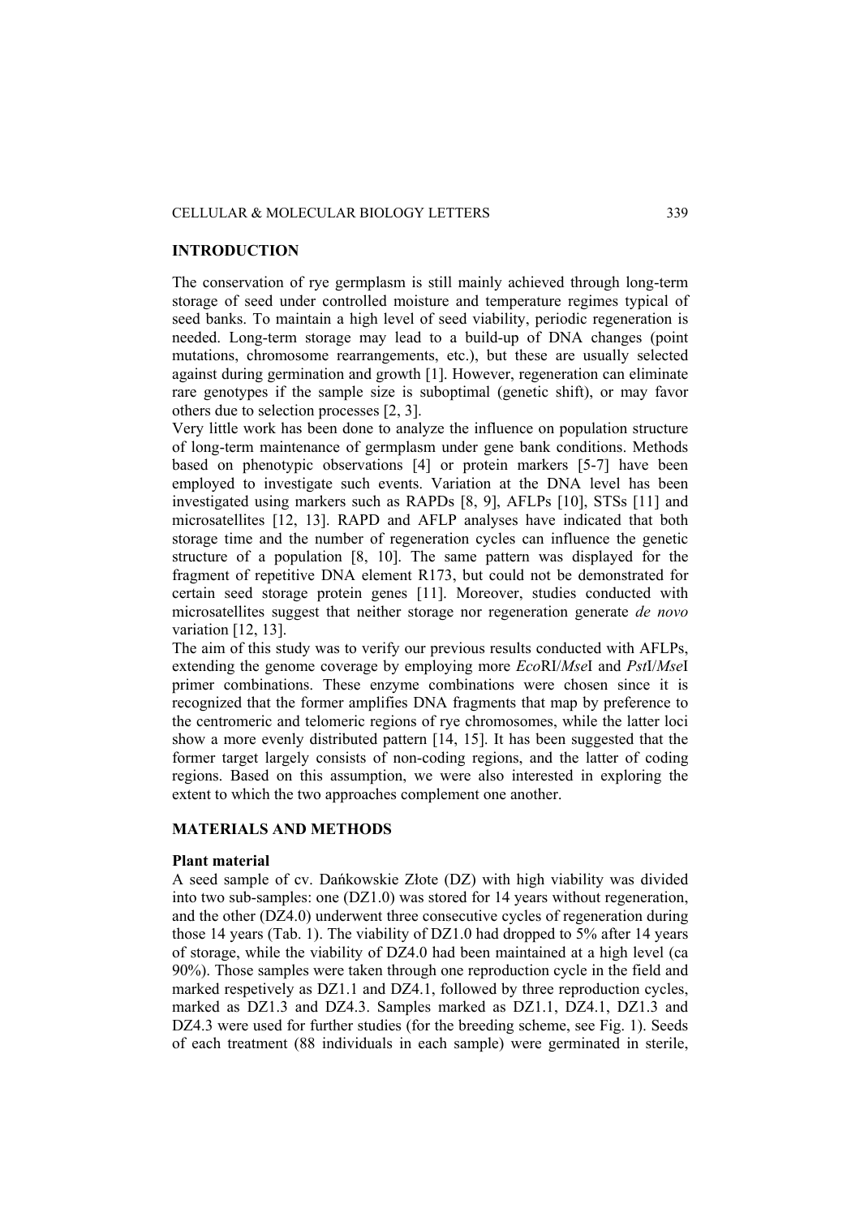## INTRODUCTION

The conservation of rye germplasm is still mainly achieved through long-term storage of seed under controlled moisture and temperature regimes typical of seed banks. To maintain a high level of seed viability, periodic regeneration is needed. Long-term storage may lead to a build-up of DNA changes (point mutations, chromosome rearrangements, etc.), but these are usually selected against during germination and growth [1]. However, regeneration can eliminate rare genotypes if the sample size is suboptimal (genetic shift), or may favor others due to selection processes [2, 3].

Very little work has been done to analyze the influence on population structure of long-term maintenance of germplasm under gene bank conditions. Methods based on phenotypic observations [4] or protein markers [5-7] have been employed to investigate such events. Variation at the DNA level has been investigated using markers such as RAPDs [8, 9], AFLPs [10], STSs [11] and microsatellites [12, 13]. RAPD and AFLP analyses have indicated that both storage time and the number of regeneration cycles can influence the genetic structure of a population [8, 10]. The same pattern was displayed for the fragment of repetitive DNA element R173, but could not be demonstrated for certain seed storage protein genes [11]. Moreover, studies conducted with microsatellites suggest that neither storage nor regeneration generate *de novo* variation [12, 13].

The aim of this study was to verify our previous results conducted with AFLPs, extending the genome coverage by employing more *Eco*RI/*Mse*I and *Pst*I/*Mse*I primer combinations. These enzyme combinations were chosen since it is recognized that the former amplifies DNA fragments that map by preference to the centromeric and telomeric regions of rye chromosomes, while the latter loci show a more evenly distributed pattern [14, 15]. It has been suggested that the former target largely consists of non-coding regions, and the latter of coding regions. Based on this assumption, we were also interested in exploring the extent to which the two approaches complement one another.

## MATERIALS AND METHODS

### Plant material

A seed sample of cv. Dańkowskie Złote (DZ) with high viability was divided into two sub-samples: one (DZ1.0) was stored for 14 years without regeneration, and the other (DZ4.0) underwent three consecutive cycles of regeneration during those 14 years (Tab. 1). The viability of DZ1.0 had dropped to 5% after 14 years of storage, while the viability of DZ4.0 had been maintained at a high level (ca 90%). Those samples were taken through one reproduction cycle in the field and marked respetively as DZ1.1 and DZ4.1, followed by three reproduction cycles, marked as DZ1.3 and DZ4.3. Samples marked as DZ1.1, DZ4.1, DZ1.3 and DZ4.3 were used for further studies (for the breeding scheme, see Fig. 1). Seeds of each treatment (88 individuals in each sample) were germinated in sterile,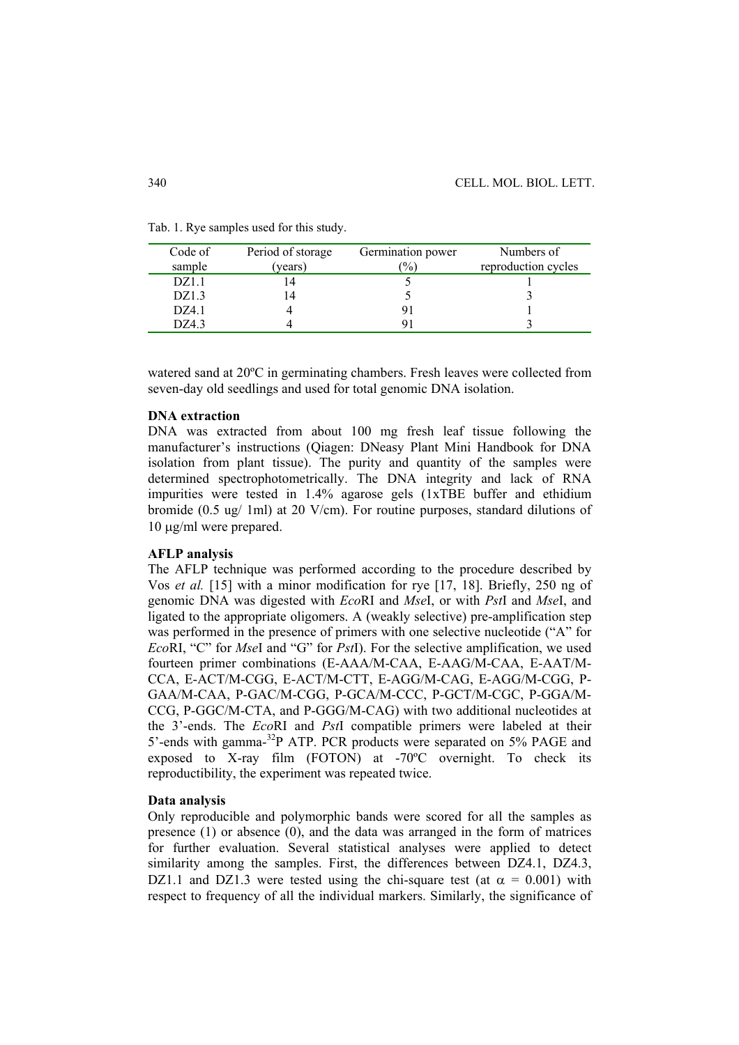Tab. 1. Rye samples used for this study.

| Code of sample | Period of storage (years) | Germination power (%) | Numbers of reproduction cycles |
|---|---|---|---|
| DZ1.1 | 14 | 5 | 1 |
| DZ1.3 | 14 | 5 | 3 |
| DZ4.1 | 4 | 91 | 1 |
| DZ4.3 | 4 | 91 | 3 |

watered sand at 20ºC in germinating chambers. Fresh leaves were collected from seven-day old seedlings and used for total genomic DNA isolation.

**DNA extraction**

DNA was extracted from about 100 mg fresh leaf tissue following the manufacturer's instructions (Qiagen: DNeasy Plant Mini Handbook for DNA isolation from plant tissue). The purity and quantity of the samples were determined spectrophotometrically. The DNA integrity and lack of RNA impurities were tested in 1.4% agarose gels (1xTBE buffer and ethidium bromide (0.5 ug/ 1ml) at 20 V/cm). For routine purposes, standard dilutions of 10 μg/ml were prepared.

**AFLP analysis**

The AFLP technique was performed according to the procedure described by Vos *et al.* [15] with a minor modification for rye [17, 18]. Briefly, 250 ng of genomic DNA was digested with *Eco*RI and *Mse*I, or with *Pst*I and *Mse*I, and ligated to the appropriate oligomers. A (weakly selective) pre-amplification step was performed in the presence of primers with one selective nucleotide ("A" for *Eco*RI, "C" for *Mse*I and "G" for *Pst*I). For the selective amplification, we used fourteen primer combinations (E-AAA/M-CAA, E-AAG/M-CAA, E-AAT/M-CCA, E-ACT/M-CGG, E-ACT/M-CTT, E-AGG/M-CAG, E-AGG/M-CGG, P-GAA/M-CAA, P-GAC/M-CGG, P-GCA/M-CCC, P-GCT/M-CGC, P-GGA/M-CCG, P-GGC/M-CTA, and P-GGG/M-CAG) with two additional nucleotides at the 3'-ends. The *Eco*RI and *Pst*I compatible primers were labeled at their 5'-ends with gamma-$^{32}$P ATP. PCR products were separated on 5% PAGE and exposed to X-ray film (FOTON) at -70ºC overnight. To check its reproductibility, the experiment was repeated twice.

**Data analysis**

Only reproducible and polymorphic bands were scored for all the samples as presence (1) or absence (0), and the data was arranged in the form of matrices for further evaluation. Several statistical analyses were applied to detect similarity among the samples. First, the differences between DZ4.1, DZ4.3, DZ1.1 and DZ1.3 were tested using the chi-square test (at $\alpha = 0.001$) with respect to frequency of all the individual markers. Similarly, the significance of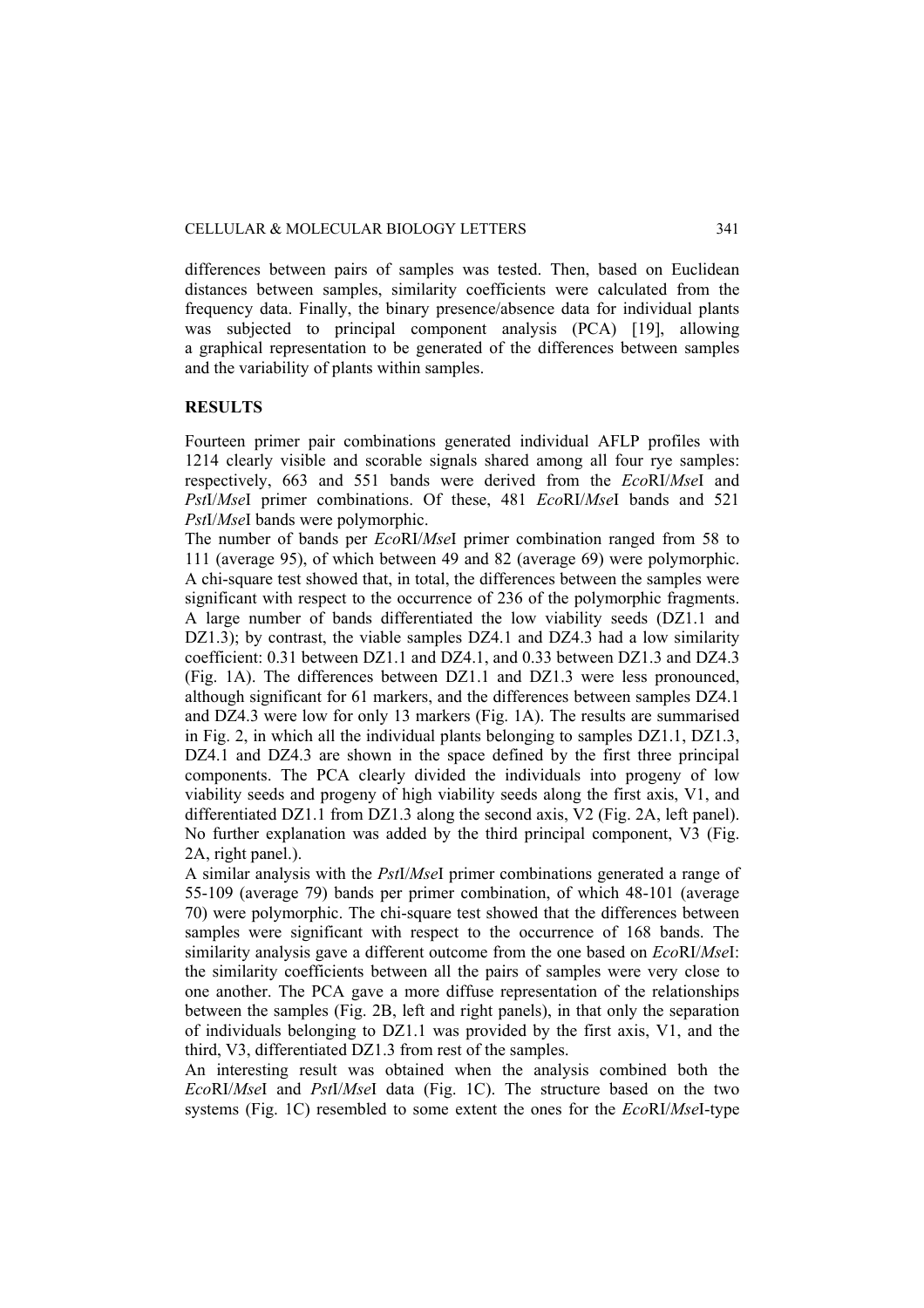differences between pairs of samples was tested. Then, based on Euclidean distances between samples, similarity coefficients were calculated from the frequency data. Finally, the binary presence/absence data for individual plants was subjected to principal component analysis (PCA) [19], allowing a graphical representation to be generated of the differences between samples and the variability of plants within samples.

## RESULTS

Fourteen primer pair combinations generated individual AFLP profiles with 1214 clearly visible and scorable signals shared among all four rye samples: respectively, 663 and 551 bands were derived from the *Eco*RI/*Mse*I and *Pst*I/*Mse*I primer combinations. Of these, 481 *Eco*RI/*Mse*I bands and 521 *Pst*I/*Mse*I bands were polymorphic.

The number of bands per *Eco*RI/*Mse*I primer combination ranged from 58 to 111 (average 95), of which between 49 and 82 (average 69) were polymorphic. A chi-square test showed that, in total, the differences between the samples were significant with respect to the occurrence of 236 of the polymorphic fragments. A large number of bands differentiated the low viability seeds (DZ1.1 and DZ1.3); by contrast, the viable samples DZ4.1 and DZ4.3 had a low similarity coefficient: 0.31 between DZ1.1 and DZ4.1, and 0.33 between DZ1.3 and DZ4.3 (Fig. 1A). The differences between DZ1.1 and DZ1.3 were less pronounced, although significant for 61 markers, and the differences between samples DZ4.1 and DZ4.3 were low for only 13 markers (Fig. 1A). The results are summarised in Fig. 2, in which all the individual plants belonging to samples DZ1.1, DZ1.3, DZ4.1 and DZ4.3 are shown in the space defined by the first three principal components. The PCA clearly divided the individuals into progeny of low viability seeds and progeny of high viability seeds along the first axis, V1, and differentiated DZ1.1 from DZ1.3 along the second axis, V2 (Fig. 2A, left panel). No further explanation was added by the third principal component, V3 (Fig. 2A, right panel.).

A similar analysis with the *Pst*I/*Mse*I primer combinations generated a range of 55-109 (average 79) bands per primer combination, of which 48-101 (average 70) were polymorphic. The chi-square test showed that the differences between samples were significant with respect to the occurrence of 168 bands. The similarity analysis gave a different outcome from the one based on *Eco*RI/*Mse*I: the similarity coefficients between all the pairs of samples were very close to one another. The PCA gave a more diffuse representation of the relationships between the samples (Fig. 2B, left and right panels), in that only the separation of individuals belonging to DZ1.1 was provided by the first axis, V1, and the third, V3, differentiated DZ1.3 from rest of the samples.

An interesting result was obtained when the analysis combined both the *Eco*RI/*Mse*I and *Pst*I/*Mse*I data (Fig. 1C). The structure based on the two systems (Fig. 1C) resembled to some extent the ones for the *Eco*RI/*Mse*I-type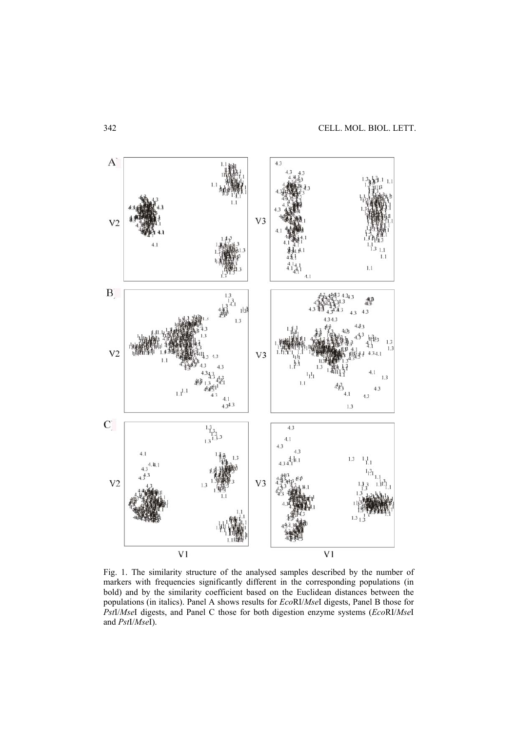Fig. 1. The similarity structure of the analysed samples described by the number of markers with frequencies significantly different in the corresponding populations (in bold) and by the similarity coefficient based on the Euclidean distances between the populations (in italics). Panel A shows results for *Eco*RI/*Mse*I digests, Panel B those for *Pst*I/*Mse*I digests, and Panel C those for both digestion enzyme systems (*Eco*RI/*Mse*I and *Pst*I/*Mse*I).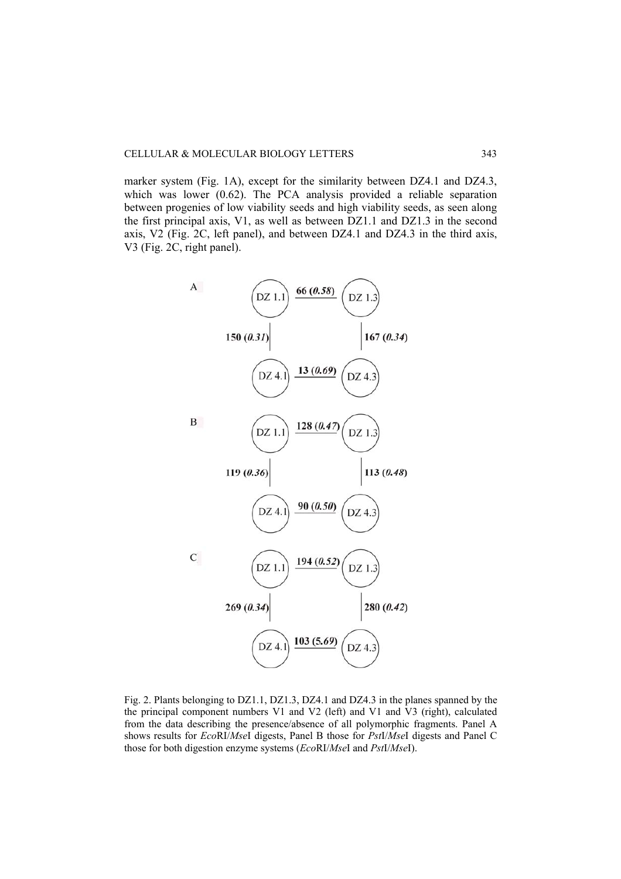marker system (Fig. 1A), except for the similarity between DZ4.1 and DZ4.3, which was lower (0.62). The PCA analysis provided a reliable separation between progenies of low viability seeds and high viability seeds, as seen along the first principal axis, V1, as well as between DZ1.1 and DZ1.3 in the second axis, V2 (Fig. 2C, left panel), and between DZ4.1 and DZ4.3 in the third axis, V3 (Fig. 2C, right panel).

A

DZ 1.1 — **66 (*0.58*)** — DZ 1.3

DZ 1.1 | **150 (*0.31*)** | DZ 4.1

DZ 1.3 | **167 (*0.34*)** | DZ 4.3

DZ 4.1 — **13 (*0.69*)** — DZ 4.3

B

DZ 1.1 — **128 (*0.47*)** — DZ 1.3

DZ 1.1 | **119 (*0.36*)** | DZ 4.1

DZ 1.3 | **113 (*0.48*)** | DZ 4.3

DZ 4.1 — **90 (*0.50*)** — DZ 4.3

C

DZ 1.1 — **194 (*0.52*)** — DZ 1.3

DZ 1.1 | **269 (*0.34*)** | DZ 4.1

DZ 1.3 | **280 (*0.42*)** | DZ 4.3

DZ 4.1 — **103 (5.*69*)** — DZ 4.3

Fig. 2. Plants belonging to DZ1.1, DZ1.3, DZ4.1 and DZ4.3 in the planes spanned by the the principal component numbers V1 and V2 (left) and V1 and V3 (right), calculated from the data describing the presence/absence of all polymorphic fragments. Panel A shows results for *Eco*RI/*Mse*I digests, Panel B those for *Pst*I/*Mse*I digests and Panel C those for both digestion enzyme systems (*Eco*RI/*Mse*I and *Pst*I/*Mse*I).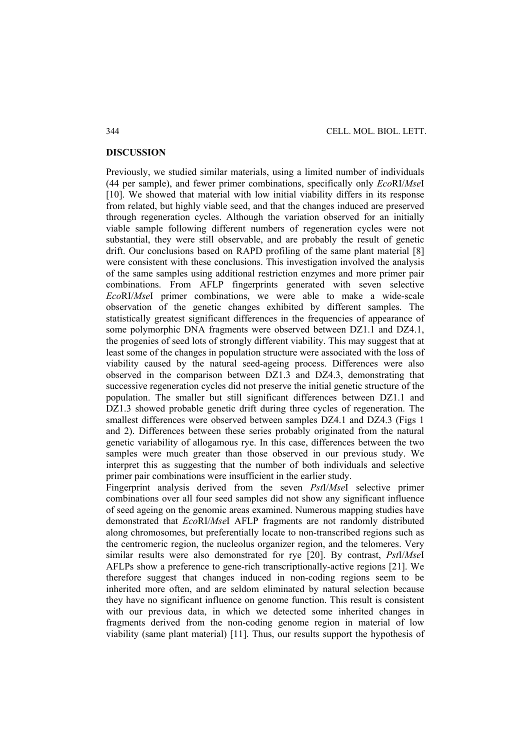## DISCUSSION

Previously, we studied similar materials, using a limited number of individuals (44 per sample), and fewer primer combinations, specifically only *Eco*RI/*Mse*I [10]. We showed that material with low initial viability differs in its response from related, but highly viable seed, and that the changes induced are preserved through regeneration cycles. Although the variation observed for an initially viable sample following different numbers of regeneration cycles were not substantial, they were still observable, and are probably the result of genetic drift. Our conclusions based on RAPD profiling of the same plant material [8] were consistent with these conclusions. This investigation involved the analysis of the same samples using additional restriction enzymes and more primer pair combinations. From AFLP fingerprints generated with seven selective *Eco*RI/*Mse*I primer combinations, we were able to make a wide-scale observation of the genetic changes exhibited by different samples. The statistically greatest significant differences in the frequencies of appearance of some polymorphic DNA fragments were observed between DZ1.1 and DZ4.1, the progenies of seed lots of strongly different viability. This may suggest that at least some of the changes in population structure were associated with the loss of viability caused by the natural seed-ageing process. Differences were also observed in the comparison between DZ1.3 and DZ4.3, demonstrating that successive regeneration cycles did not preserve the initial genetic structure of the population. The smaller but still significant differences between DZ1.1 and DZ1.3 showed probable genetic drift during three cycles of regeneration. The smallest differences were observed between samples DZ4.1 and DZ4.3 (Figs 1 and 2). Differences between these series probably originated from the natural genetic variability of allogamous rye. In this case, differences between the two samples were much greater than those observed in our previous study. We interpret this as suggesting that the number of both individuals and selective primer pair combinations were insufficient in the earlier study.

Fingerprint analysis derived from the seven *Pst*I/*Mse*I selective primer combinations over all four seed samples did not show any significant influence of seed ageing on the genomic areas examined. Numerous mapping studies have demonstrated that *Eco*RI/*Mse*I AFLP fragments are not randomly distributed along chromosomes, but preferentially locate to non-transcribed regions such as the centromeric region, the nucleolus organizer region, and the telomeres. Very similar results were also demonstrated for rye [20]. By contrast, *Pst*I/*Mse*I AFLPs show a preference to gene-rich transcriptionally-active regions [21]. We therefore suggest that changes induced in non-coding regions seem to be inherited more often, and are seldom eliminated by natural selection because they have no significant influence on genome function. This result is consistent with our previous data, in which we detected some inherited changes in fragments derived from the non-coding genome region in material of low viability (same plant material) [11]. Thus, our results support the hypothesis of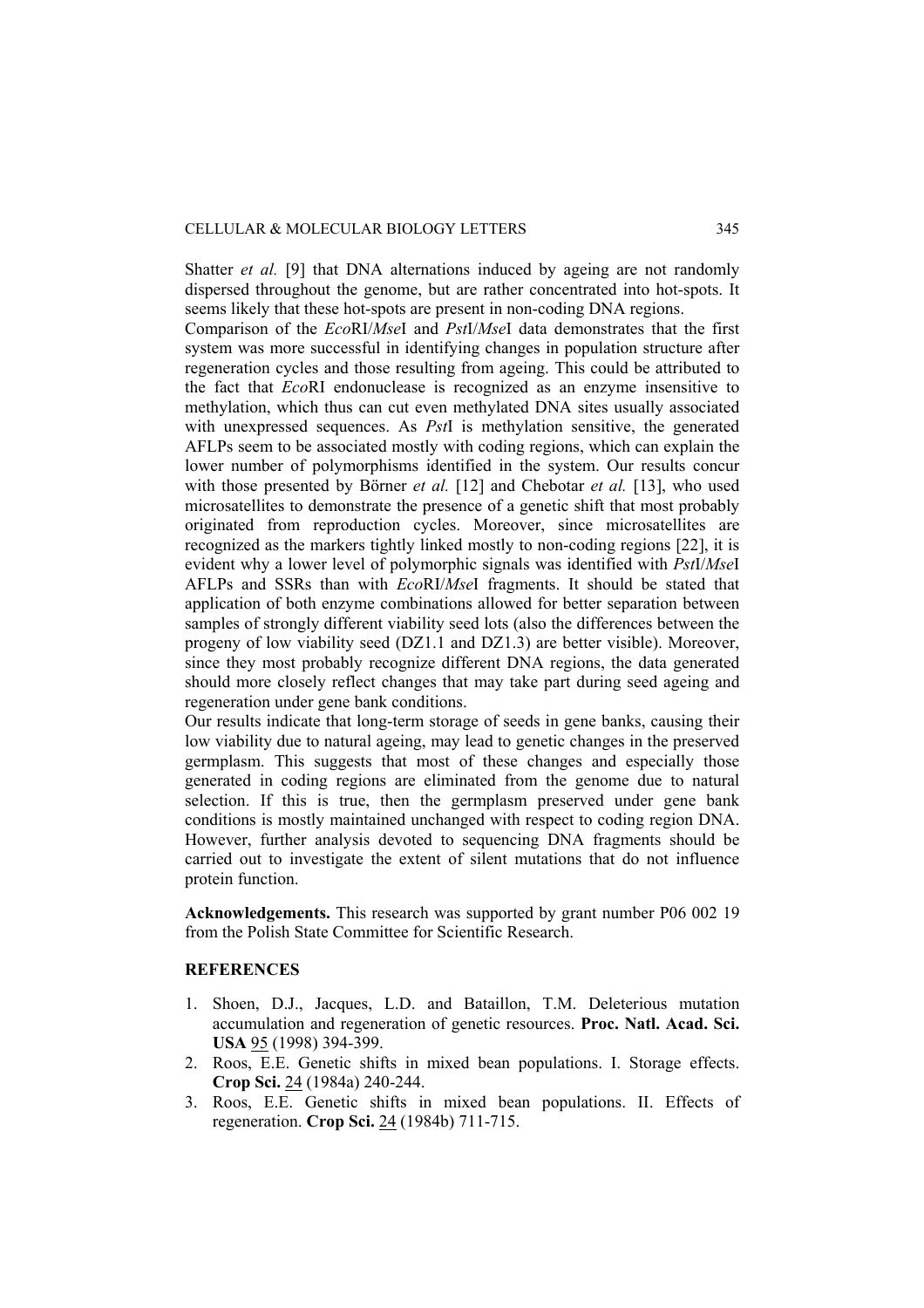Shatter *et al.* [9] that DNA alternations induced by ageing are not randomly dispersed throughout the genome, but are rather concentrated into hot-spots. It seems likely that these hot-spots are present in non-coding DNA regions.

Comparison of the *Eco*RI/*Mse*I and *Pst*I/*Mse*I data demonstrates that the first system was more successful in identifying changes in population structure after regeneration cycles and those resulting from ageing. This could be attributed to the fact that *Eco*RI endonuclease is recognized as an enzyme insensitive to methylation, which thus can cut even methylated DNA sites usually associated with unexpressed sequences. As *Pst*I is methylation sensitive, the generated AFLPs seem to be associated mostly with coding regions, which can explain the lower number of polymorphisms identified in the system. Our results concur with those presented by Börner *et al.* [12] and Chebotar *et al.* [13], who used microsatellites to demonstrate the presence of a genetic shift that most probably originated from reproduction cycles. Moreover, since microsatellites are recognized as the markers tightly linked mostly to non-coding regions [22], it is evident why a lower level of polymorphic signals was identified with *Pst*I/*Mse*I AFLPs and SSRs than with *Eco*RI/*Mse*I fragments. It should be stated that application of both enzyme combinations allowed for better separation between samples of strongly different viability seed lots (also the differences between the progeny of low viability seed (DZ1.1 and DZ1.3) are better visible). Moreover, since they most probably recognize different DNA regions, the data generated should more closely reflect changes that may take part during seed ageing and regeneration under gene bank conditions.

Our results indicate that long-term storage of seeds in gene banks, causing their low viability due to natural ageing, may lead to genetic changes in the preserved germplasm. This suggests that most of these changes and especially those generated in coding regions are eliminated from the genome due to natural selection. If this is true, then the germplasm preserved under gene bank conditions is mostly maintained unchanged with respect to coding region DNA. However, further analysis devoted to sequencing DNA fragments should be carried out to investigate the extent of silent mutations that do not influence protein function.

**Acknowledgements.** This research was supported by grant number P06 002 19 from the Polish State Committee for Scientific Research.

## REFERENCES

1. Shoen, D.J., Jacques, L.D. and Bataillon, T.M. Deleterious mutation accumulation and regeneration of genetic resources. **Proc. Natl. Acad. Sci. USA** 95 (1998) 394-399.
2. Roos, E.E. Genetic shifts in mixed bean populations. I. Storage effects. **Crop Sci.** 24 (1984a) 240-244.
3. Roos, E.E. Genetic shifts in mixed bean populations. II. Effects of regeneration. **Crop Sci.** 24 (1984b) 711-715.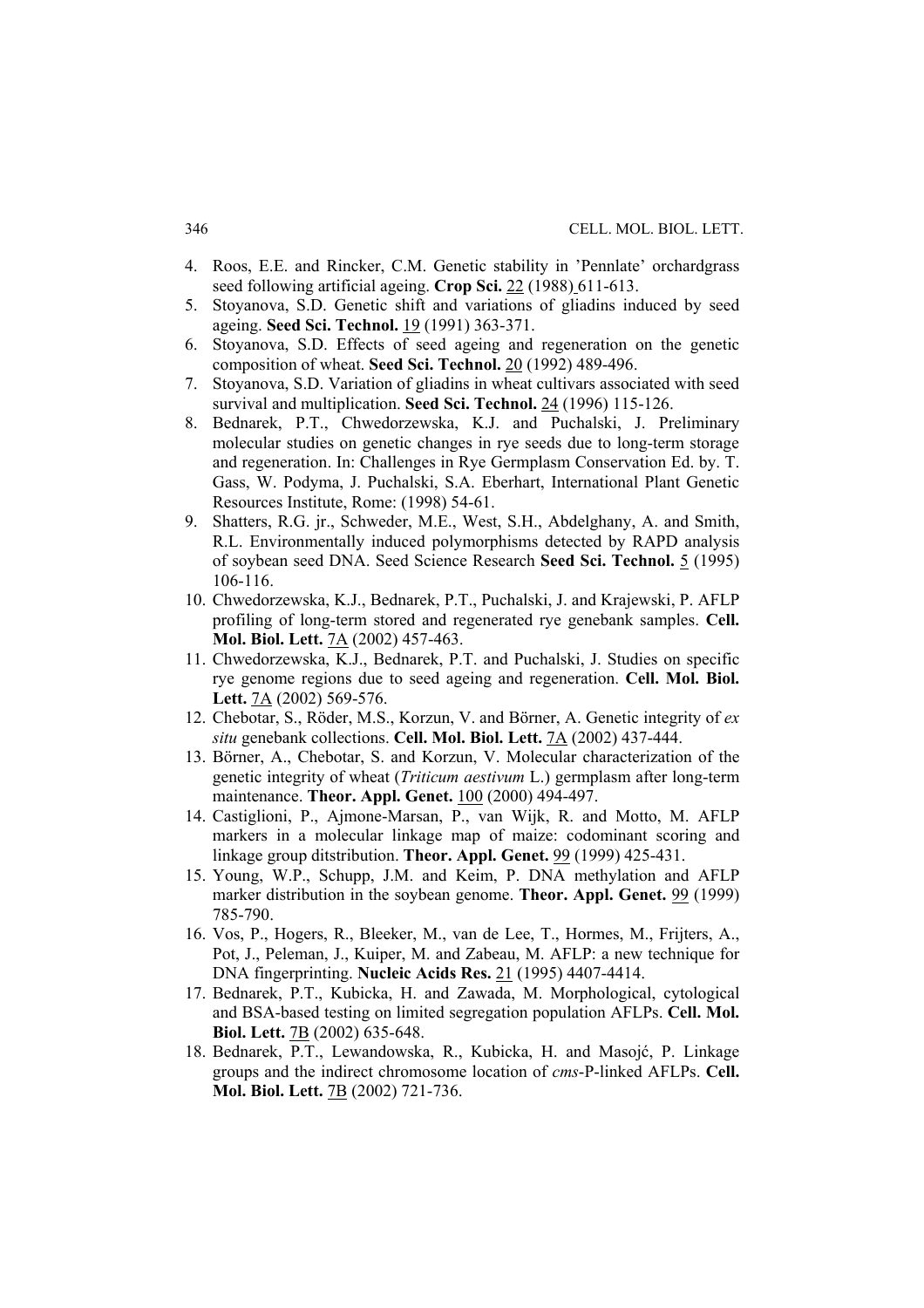4. Roos, E.E. and Rincker, C.M. Genetic stability in 'Pennlate' orchardgrass seed following artificial ageing. **Crop Sci.** 22 (1988) 611-613.
5. Stoyanova, S.D. Genetic shift and variations of gliadins induced by seed ageing. **Seed Sci. Technol.** 19 (1991) 363-371.
6. Stoyanova, S.D. Effects of seed ageing and regeneration on the genetic composition of wheat. **Seed Sci. Technol.** 20 (1992) 489-496.
7. Stoyanova, S.D. Variation of gliadins in wheat cultivars associated with seed survival and multiplication. **Seed Sci. Technol.** 24 (1996) 115-126.
8. Bednarek, P.T., Chwedorzewska, K.J. and Puchalski, J. Preliminary molecular studies on genetic changes in rye seeds due to long-term storage and regeneration. In: Challenges in Rye Germplasm Conservation Ed. by. T. Gass, W. Podyma, J. Puchalski, S.A. Eberhart, International Plant Genetic Resources Institute, Rome: (1998) 54-61.
9. Shatters, R.G. jr., Schweder, M.E., West, S.H., Abdelghany, A. and Smith, R.L. Environmentally induced polymorphisms detected by RAPD analysis of soybean seed DNA. Seed Science Research **Seed Sci. Technol.** 5 (1995) 106-116.
10. Chwedorzewska, K.J., Bednarek, P.T., Puchalski, J. and Krajewski, P. AFLP profiling of long-term stored and regenerated rye genebank samples. **Cell. Mol. Biol. Lett.** 7A (2002) 457-463.
11. Chwedorzewska, K.J., Bednarek, P.T. and Puchalski, J. Studies on specific rye genome regions due to seed ageing and regeneration. **Cell. Mol. Biol. Lett.** 7A (2002) 569-576.
12. Chebotar, S., Röder, M.S., Korzun, V. and Börner, A. Genetic integrity of *ex situ* genebank collections. **Cell. Mol. Biol. Lett.** 7A (2002) 437-444.
13. Börner, A., Chebotar, S. and Korzun, V. Molecular characterization of the genetic integrity of wheat (*Triticum aestivum* L.) germplasm after long-term maintenance. **Theor. Appl. Genet.** 100 (2000) 494-497.
14. Castiglioni, P., Ajmone-Marsan, P., van Wijk, R. and Motto, M. AFLP markers in a molecular linkage map of maize: codominant scoring and linkage group ditstribution. **Theor. Appl. Genet.** 99 (1999) 425-431.
15. Young, W.P., Schupp, J.M. and Keim, P. DNA methylation and AFLP marker distribution in the soybean genome. **Theor. Appl. Genet.** 99 (1999) 785-790.
16. Vos, P., Hogers, R., Bleeker, M., van de Lee, T., Hormes, M., Frijters, A., Pot, J., Peleman, J., Kuiper, M. and Zabeau, M. AFLP: a new technique for DNA fingerprinting. **Nucleic Acids Res.** 21 (1995) 4407-4414.
17. Bednarek, P.T., Kubicka, H. and Zawada, M. Morphological, cytological and BSA-based testing on limited segregation population AFLPs. **Cell. Mol. Biol. Lett.** 7B (2002) 635-648.
18. Bednarek, P.T., Lewandowska, R., Kubicka, H. and Masojć, P. Linkage groups and the indirect chromosome location of *cms*-P-linked AFLPs. **Cell. Mol. Biol. Lett.** 7B (2002) 721-736.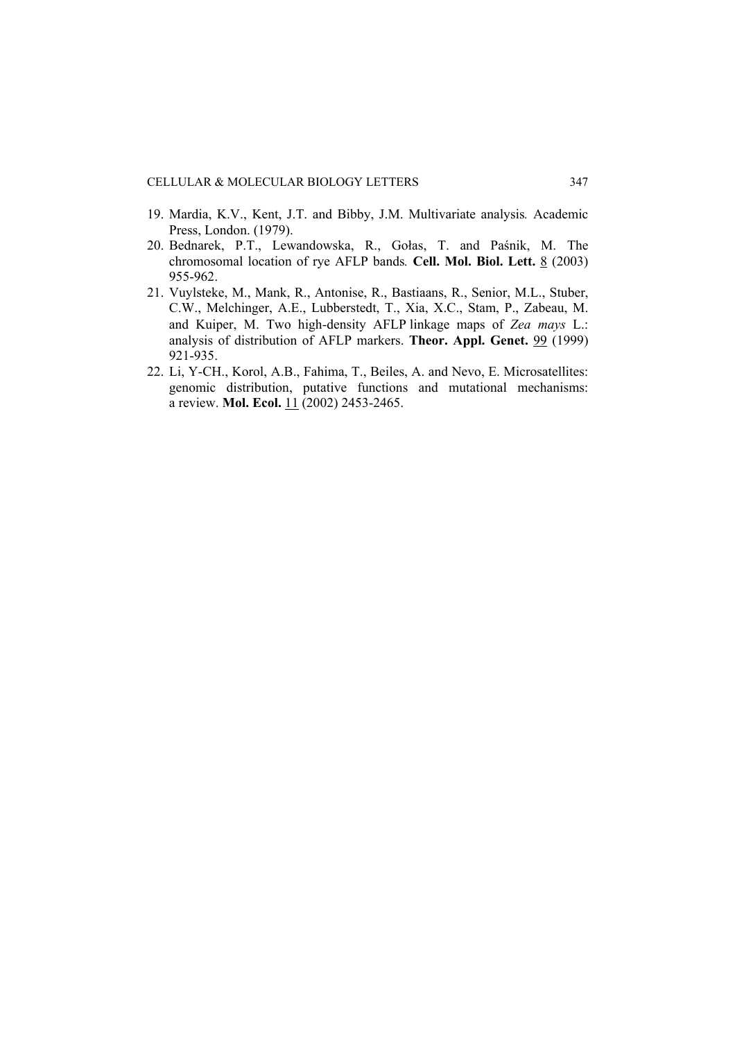19. Mardia, K.V., Kent, J.T. and Bibby, J.M. Multivariate analysis. Academic Press, London. (1979).
20. Bednarek, P.T., Lewandowska, R., Gołas, T. and Paśnik, M. The chromosomal location of rye AFLP bands. **Cell. Mol. Biol. Lett.** 8 (2003) 955-962.
21. Vuylsteke, M., Mank, R., Antonise, R., Bastiaans, R., Senior, M.L., Stuber, C.W., Melchinger, A.E., Lubberstedt, T., Xia, X.C., Stam, P., Zabeau, M. and Kuiper, M. Two high-density AFLP linkage maps of *Zea mays* L.: analysis of distribution of AFLP markers. **Theor. Appl. Genet.** 99 (1999) 921-935.
22. Li, Y-CH., Korol, A.B., Fahima, T., Beiles, A. and Nevo, E. Microsatellites: genomic distribution, putative functions and mutational mechanisms: a review. **Mol. Ecol.** 11 (2002) 2453-2465.